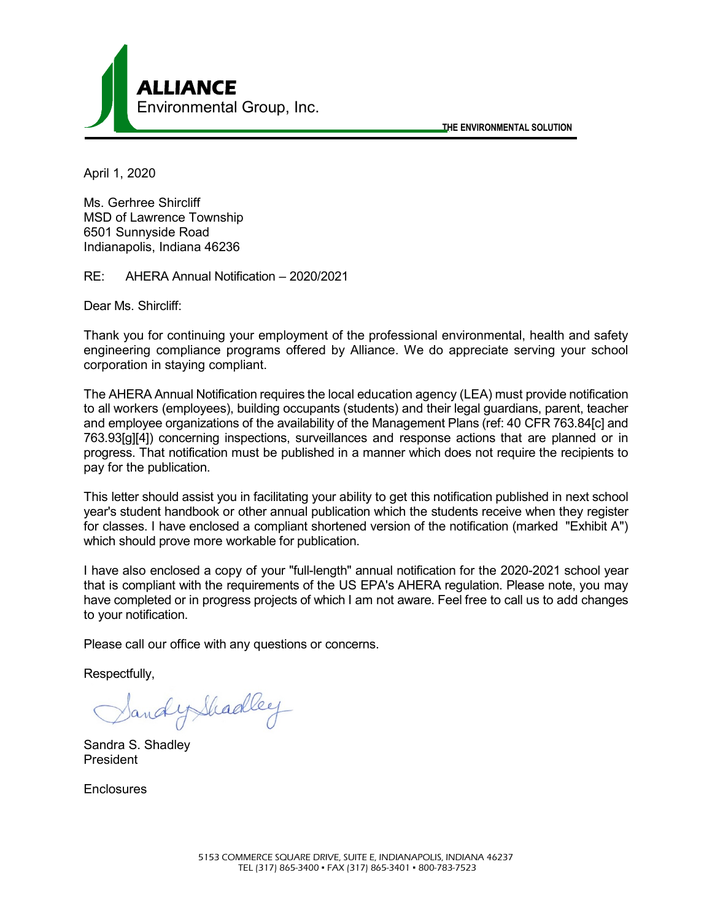**ALLIANCE**
Environmental Group, Inc.

THE ENVIRONMENTAL SOLUTION

April 1, 2020

Ms. Gerhree Shircliff
MSD of Lawrence Township
6501 Sunnyside Road
Indianapolis, Indiana 46236

RE: AHERA Annual Notification – 2020/2021

Dear Ms. Shircliff:

Thank you for continuing your employment of the professional environmental, health and safety engineering compliance programs offered by Alliance. We do appreciate serving your school corporation in staying compliant.

The AHERA Annual Notification requires the local education agency (LEA) must provide notification to all workers (employees), building occupants (students) and their legal guardians, parent, teacher and employee organizations of the availability of the Management Plans (ref: 40 CFR 763.84[c] and 763.93[g][4]) concerning inspections, surveillances and response actions that are planned or in progress. That notification must be published in a manner which does not require the recipients to pay for the publication.

This letter should assist you in facilitating your ability to get this notification published in next school year's student handbook or other annual publication which the students receive when they register for classes. I have enclosed a compliant shortened version of the notification (marked "Exhibit A") which should prove more workable for publication.

I have also enclosed a copy of your "full-length" annual notification for the 2020-2021 school year that is compliant with the requirements of the US EPA's AHERA regulation. Please note, you may have completed or in progress projects of which I am not aware. Feel free to call us to add changes to your notification.

Please call our office with any questions or concerns.

Respectfully,

Sandy Shadley

Sandra S. Shadley
President

Enclosures

5153 COMMERCE SQUARE DRIVE, SUITE E, INDIANAPOLIS, INDIANA 46237
TEL (317) 865-3400 • FAX (317) 865-3401 • 800-783-7523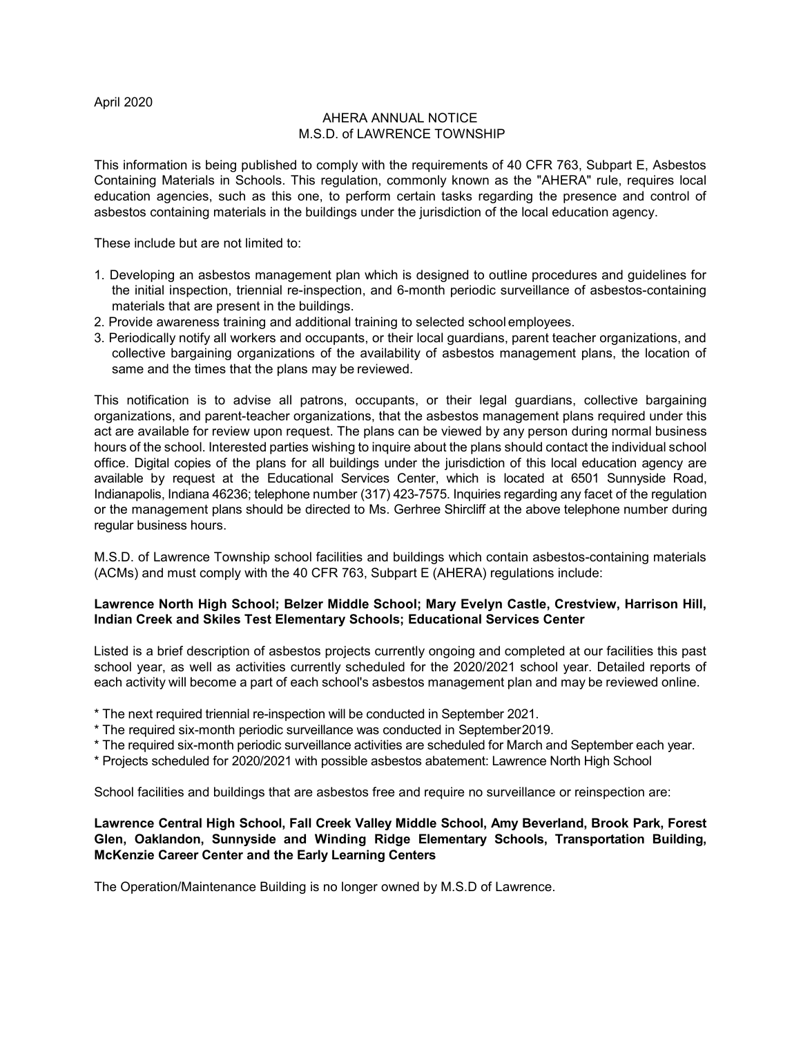April 2020

AHERA ANNUAL NOTICE
M.S.D. of LAWRENCE TOWNSHIP

This information is being published to comply with the requirements of 40 CFR 763, Subpart E, Asbestos Containing Materials in Schools. This regulation, commonly known as the "AHERA" rule, requires local education agencies, such as this one, to perform certain tasks regarding the presence and control of asbestos containing materials in the buildings under the jurisdiction of the local education agency.

These include but are not limited to:

1. Developing an asbestos management plan which is designed to outline procedures and guidelines for the initial inspection, triennial re-inspection, and 6-month periodic surveillance of asbestos-containing materials that are present in the buildings.
2. Provide awareness training and additional training to selected school employees.
3. Periodically notify all workers and occupants, or their local guardians, parent teacher organizations, and collective bargaining organizations of the availability of asbestos management plans, the location of same and the times that the plans may be reviewed.

This notification is to advise all patrons, occupants, or their legal guardians, collective bargaining organizations, and parent-teacher organizations, that the asbestos management plans required under this act are available for review upon request. The plans can be viewed by any person during normal business hours of the school. Interested parties wishing to inquire about the plans should contact the individual school office. Digital copies of the plans for all buildings under the jurisdiction of this local education agency are available by request at the Educational Services Center, which is located at 6501 Sunnyside Road, Indianapolis, Indiana 46236; telephone number (317) 423-7575. Inquiries regarding any facet of the regulation or the management plans should be directed to Ms. Gerhree Shircliff at the above telephone number during regular business hours.

M.S.D. of Lawrence Township school facilities and buildings which contain asbestos-containing materials (ACMs) and must comply with the 40 CFR 763, Subpart E (AHERA) regulations include:

**Lawrence North High School; Belzer Middle School; Mary Evelyn Castle, Crestview, Harrison Hill, Indian Creek and Skiles Test Elementary Schools; Educational Services Center**

Listed is a brief description of asbestos projects currently ongoing and completed at our facilities this past school year, as well as activities currently scheduled for the 2020/2021 school year. Detailed reports of each activity will become a part of each school's asbestos management plan and may be reviewed online.

* The next required triennial re-inspection will be conducted in September 2021.
* The required six-month periodic surveillance was conducted in September 2019.
* The required six-month periodic surveillance activities are scheduled for March and September each year.
* Projects scheduled for 2020/2021 with possible asbestos abatement: Lawrence North High School

School facilities and buildings that are asbestos free and require no surveillance or reinspection are:

**Lawrence Central High School, Fall Creek Valley Middle School, Amy Beverland, Brook Park, Forest Glen, Oaklandon, Sunnyside and Winding Ridge Elementary Schools, Transportation Building, McKenzie Career Center and the Early Learning Centers**

The Operation/Maintenance Building is no longer owned by M.S.D of Lawrence.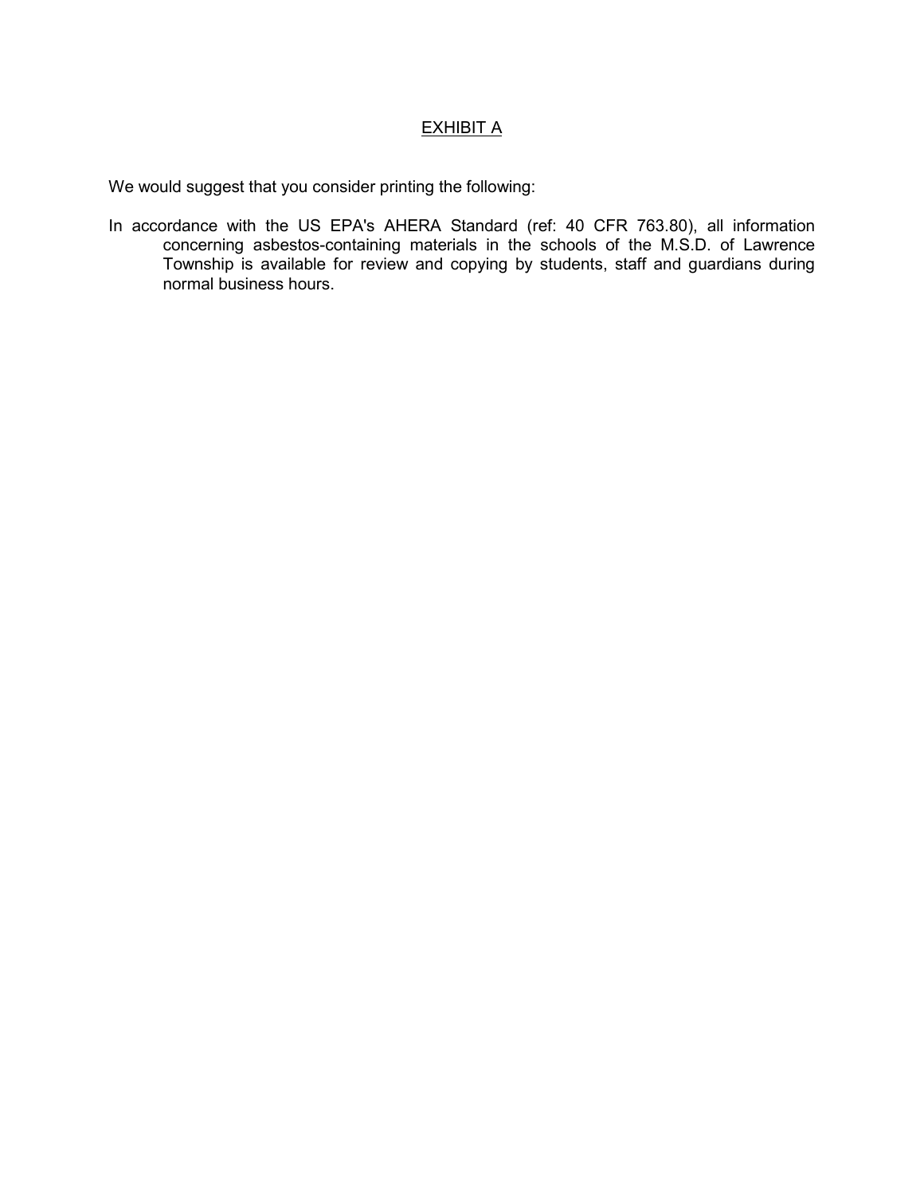## EXHIBIT A

We would suggest that you consider printing the following:

In accordance with the US EPA's AHERA Standard (ref: 40 CFR 763.80), all information concerning asbestos-containing materials in the schools of the M.S.D. of Lawrence Township is available for review and copying by students, staff and guardians during normal business hours.